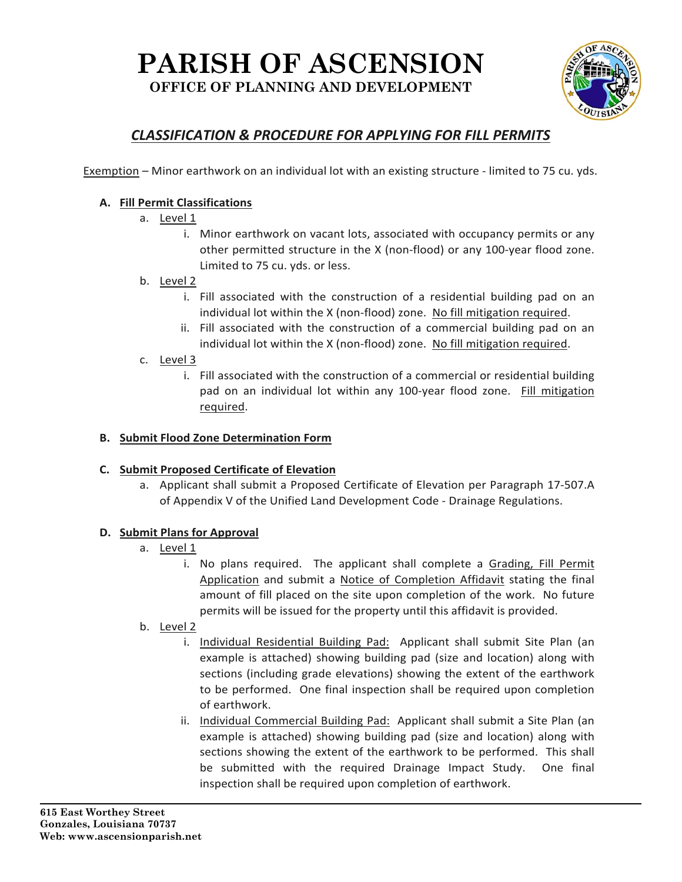# PARISH OF ASCENSION

**OFFICE OF PLANNING AND DEVELOPMENT**

## *CLASSIFICATION & PROCEDURE FOR APPLYING FOR FILL PERMITS*

<u>Exemption</u> – Minor earthwork on an individual lot with an existing structure - limited to 75 cu. yds.

**A. <u>Fill Permit Classifications</u>**

a. <u>Level 1</u>

i. Minor earthwork on vacant lots, associated with occupancy permits or any other permitted structure in the X (non-flood) or any 100-year flood zone. Limited to 75 cu. yds. or less.

b. <u>Level 2</u>

i. Fill associated with the construction of a residential building pad on an individual lot within the X (non-flood) zone. <u>No fill mitigation required</u>.

ii. Fill associated with the construction of a commercial building pad on an individual lot within the X (non-flood) zone. <u>No fill mitigation required</u>.

c. <u>Level 3</u>

i. Fill associated with the construction of a commercial or residential building pad on an individual lot within any 100-year flood zone. <u>Fill mitigation required</u>.

**B. <u>Submit Flood Zone Determination Form</u>**

**C. <u>Submit Proposed Certificate of Elevation</u>**

a. Applicant shall submit a Proposed Certificate of Elevation per Paragraph 17-507.A of Appendix V of the Unified Land Development Code - Drainage Regulations.

**D. <u>Submit Plans for Approval</u>**

a. <u>Level 1</u>

i. No plans required. The applicant shall complete a <u>Grading, Fill Permit Application</u> and submit a <u>Notice of Completion Affidavit</u> stating the final amount of fill placed on the site upon completion of the work. No future permits will be issued for the property until this affidavit is provided.

b. <u>Level 2</u>

i. <u>Individual Residential Building Pad:</u> Applicant shall submit Site Plan (an example is attached) showing building pad (size and location) along with sections (including grade elevations) showing the extent of the earthwork to be performed. One final inspection shall be required upon completion of earthwork.

ii. <u>Individual Commercial Building Pad:</u> Applicant shall submit a Site Plan (an example is attached) showing building pad (size and location) along with sections showing the extent of the earthwork to be performed. This shall be submitted with the required Drainage Impact Study. One final inspection shall be required upon completion of earthwork.

**615 East Worthey Street**
**Gonzales, Louisiana 70737**
**Web: www.ascensionparish.net**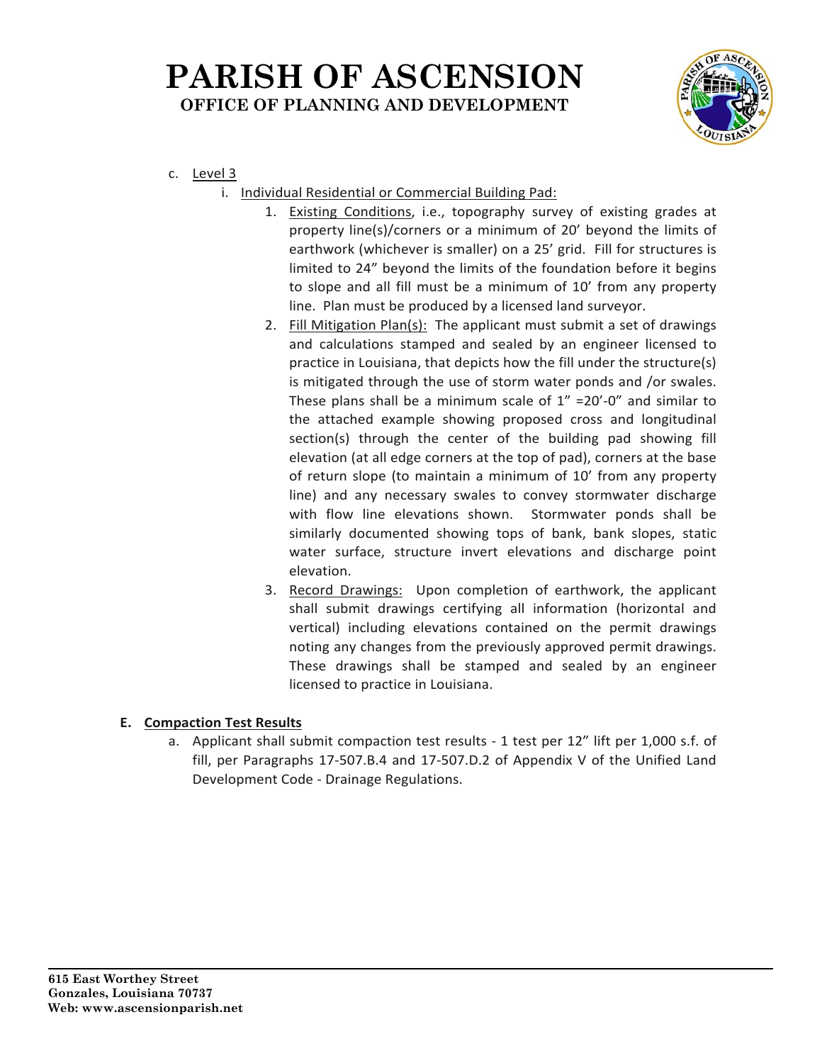c. Level 3

   i. Individual Residential or Commercial Building Pad:

      1. Existing Conditions, i.e., topography survey of existing grades at property line(s)/corners or a minimum of 20' beyond the limits of earthwork (whichever is smaller) on a 25' grid. Fill for structures is limited to 24" beyond the limits of the foundation before it begins to slope and all fill must be a minimum of 10' from any property line. Plan must be produced by a licensed land surveyor.
      2. Fill Mitigation Plan(s): The applicant must submit a set of drawings and calculations stamped and sealed by an engineer licensed to practice in Louisiana, that depicts how the fill under the structure(s) is mitigated through the use of storm water ponds and /or swales. These plans shall be a minimum scale of 1" =20'-0" and similar to the attached example showing proposed cross and longitudinal section(s) through the center of the building pad showing fill elevation (at all edge corners at the top of pad), corners at the base of return slope (to maintain a minimum of 10' from any property line) and any necessary swales to convey stormwater discharge with flow line elevations shown. Stormwater ponds shall be similarly documented showing tops of bank, bank slopes, static water surface, structure invert elevations and discharge point elevation.
      3. Record Drawings: Upon completion of earthwork, the applicant shall submit drawings certifying all information (horizontal and vertical) including elevations contained on the permit drawings noting any changes from the previously approved permit drawings. These drawings shall be stamped and sealed by an engineer licensed to practice in Louisiana.

## E. Compaction Test Results

a. Applicant shall submit compaction test results - 1 test per 12" lift per 1,000 s.f. of fill, per Paragraphs 17-507.B.4 and 17-507.D.2 of Appendix V of the Unified Land Development Code - Drainage Regulations.